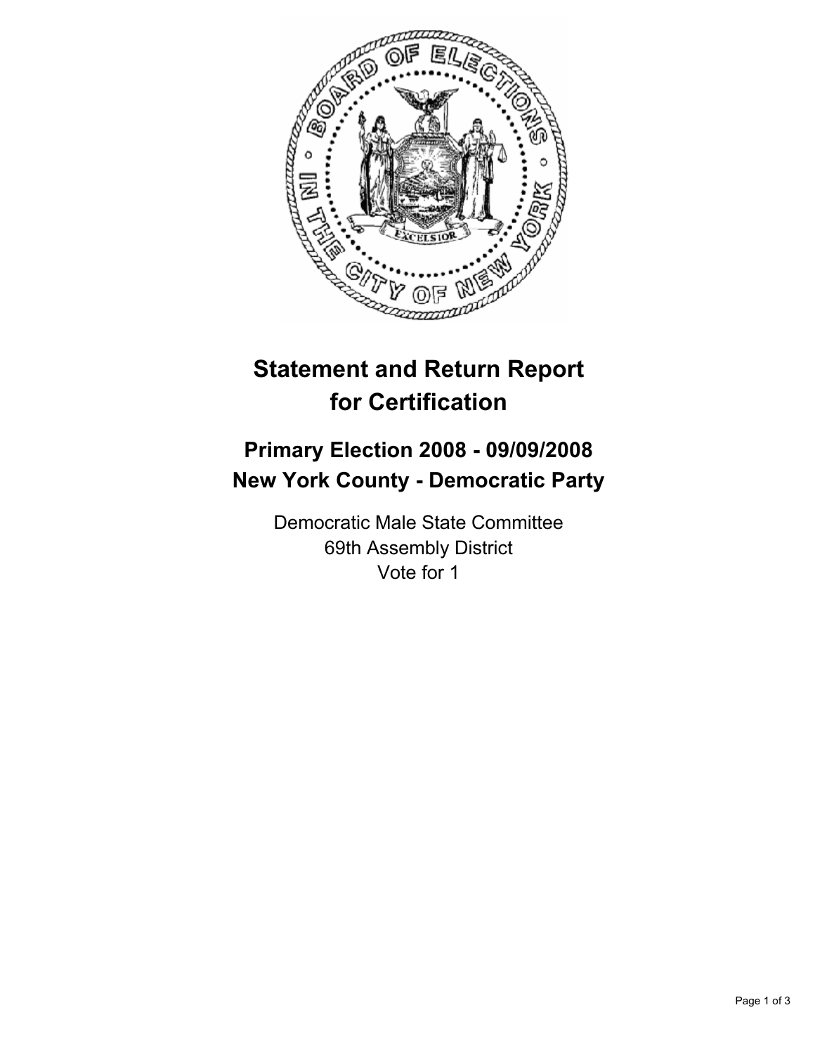# Statement and Return Report for Certification

## Primary Election 2008 - 09/09/2008
## New York County - Democratic Party

Democratic Male State Committee
69th Assembly District
Vote for 1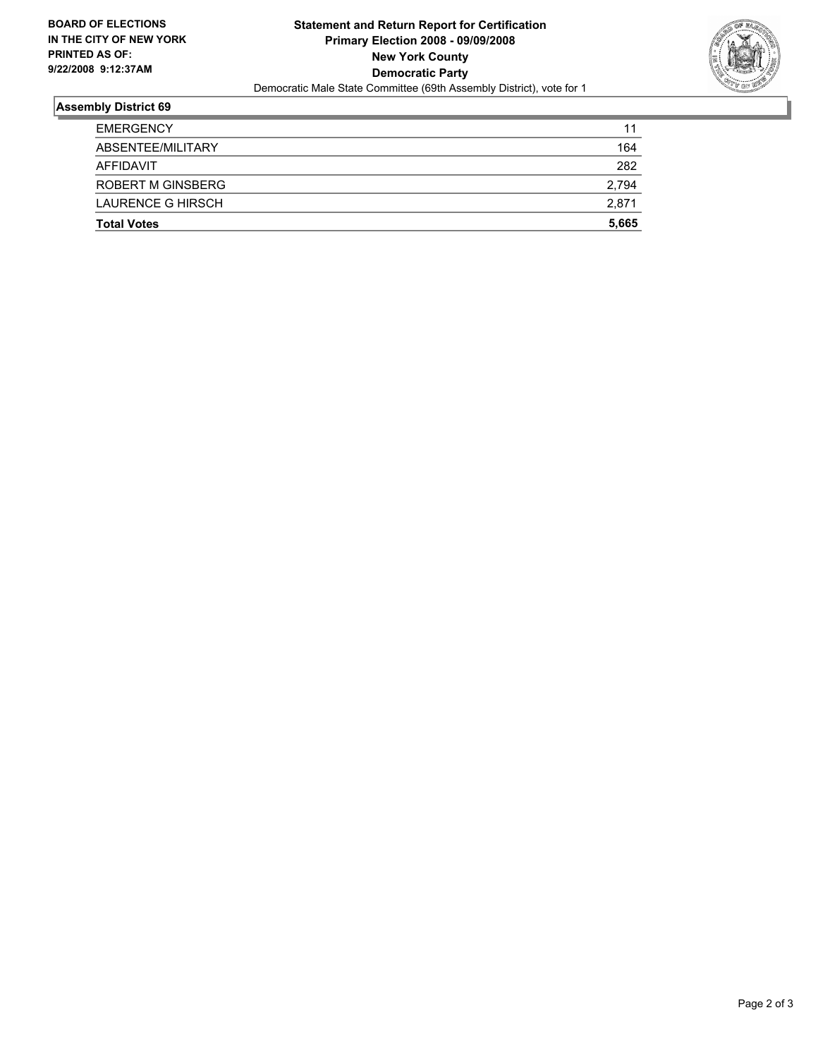**BOARD OF ELECTIONS IN THE CITY OF NEW YORK PRINTED AS OF: 9/22/2008 9:12:37AM**

# Statement and Return Report for Certification
## Primary Election 2008 - 09/09/2008
## New York County
## Democratic Party

Democratic Male State Committee (69th Assembly District), vote for 1

### Assembly District 69

| | |
|---|---|
| EMERGENCY | 11 |
| ABSENTEE/MILITARY | 164 |
| AFFIDAVIT | 282 |
| ROBERT M GINSBERG | 2,794 |
| LAURENCE G HIRSCH | 2,871 |
| **Total Votes** | **5,665** |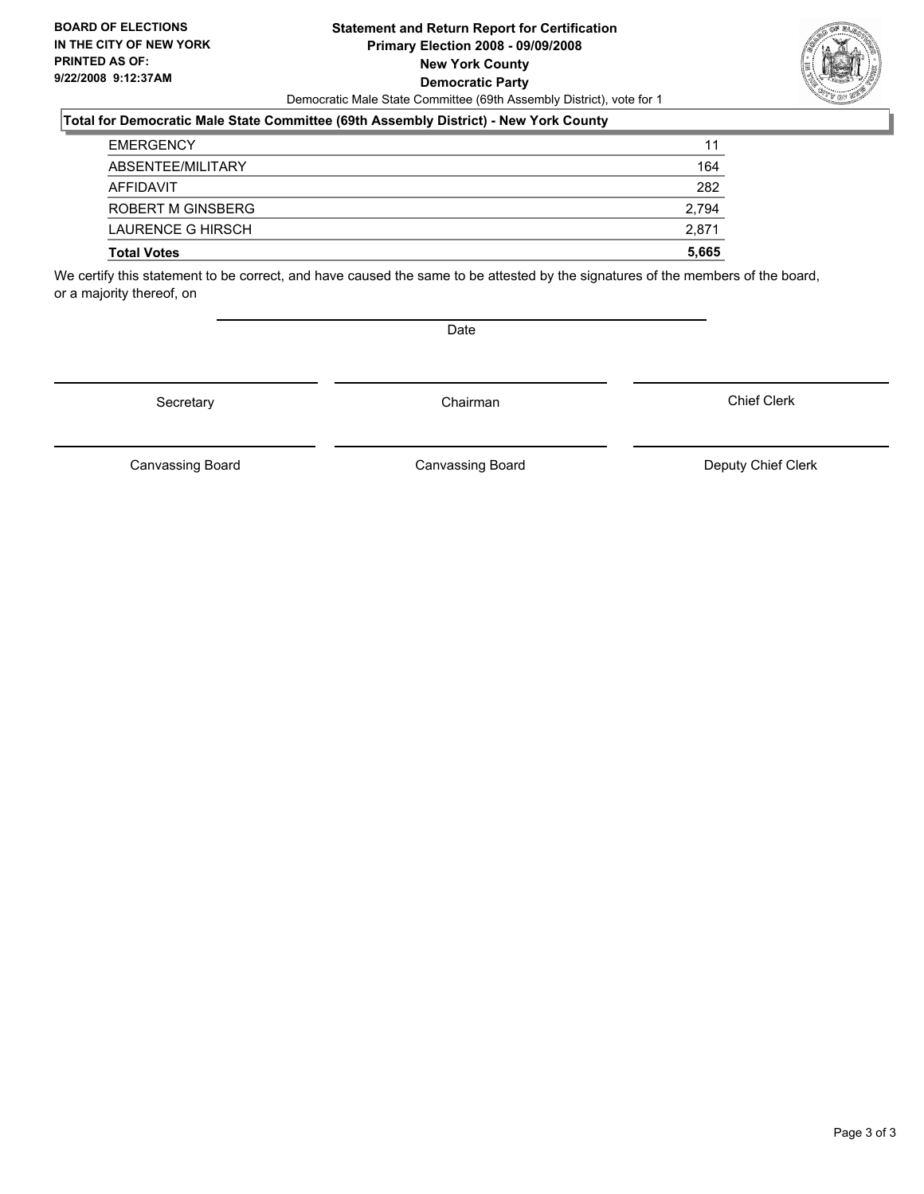**BOARD OF ELECTIONS IN THE CITY OF NEW YORK PRINTED AS OF: 9/22/2008 9:12:37AM**

**Statement and Return Report for Certification**
**Primary Election 2008 - 09/09/2008**
**New York County**
**Democratic Party**
Democratic Male State Committee (69th Assembly District), vote for 1

**Total for Democratic Male State Committee (69th Assembly District) - New York County**

| | |
|---|---|
| EMERGENCY | 11 |
| ABSENTEE/MILITARY | 164 |
| AFFIDAVIT | 282 |
| ROBERT M GINSBERG | 2,794 |
| LAURENCE G HIRSCH | 2,871 |
| **Total Votes** | **5,665** |

We certify this statement to be correct, and have caused the same to be attested by the signatures of the members of the board, or a majority thereof, on

Date

Secretary | Chairman | Chief Clerk

Canvassing Board | Canvassing Board | Deputy Chief Clerk